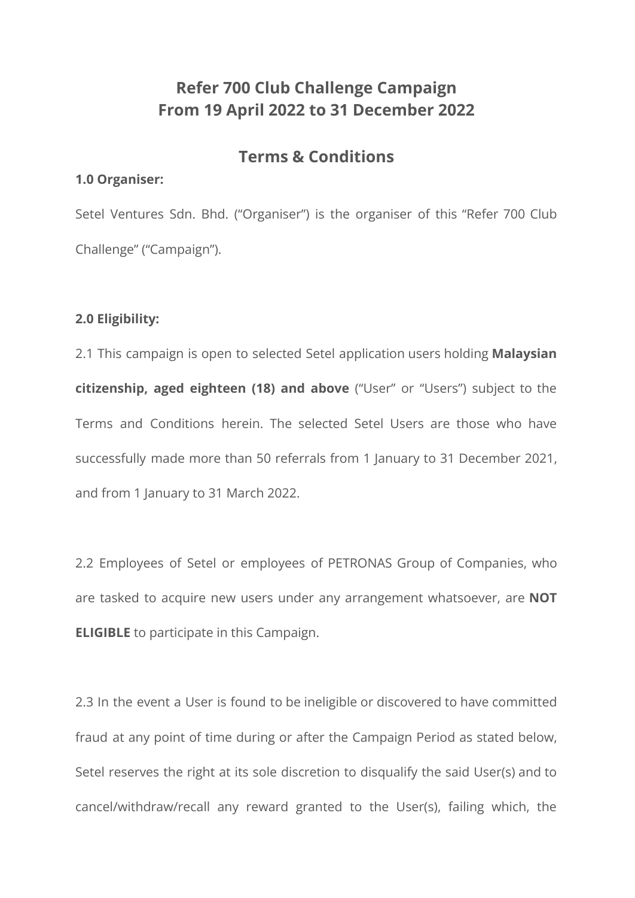# Refer 700 Club Challenge Campaign
# From 19 April 2022 to 31 December 2022

## Terms & Conditions

**1.0 Organiser:**

Setel Ventures Sdn. Bhd. ("Organiser") is the organiser of this "Refer 700 Club Challenge" ("Campaign").

**2.0 Eligibility:**

2.1 This campaign is open to selected Setel application users holding **Malaysian citizenship, aged eighteen (18) and above** ("User" or "Users") subject to the Terms and Conditions herein. The selected Setel Users are those who have successfully made more than 50 referrals from 1 January to 31 December 2021, and from 1 January to 31 March 2022.

2.2 Employees of Setel or employees of PETRONAS Group of Companies, who are tasked to acquire new users under any arrangement whatsoever, are **NOT ELIGIBLE** to participate in this Campaign.

2.3 In the event a User is found to be ineligible or discovered to have committed fraud at any point of time during or after the Campaign Period as stated below, Setel reserves the right at its sole discretion to disqualify the said User(s) and to cancel/withdraw/recall any reward granted to the User(s), failing which, the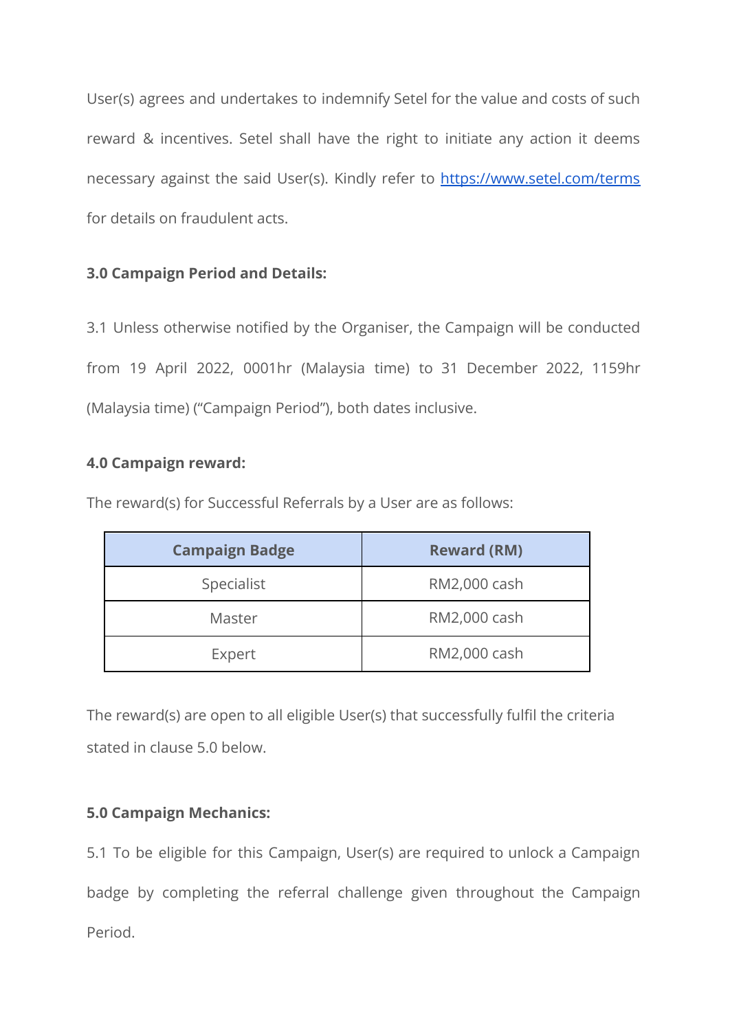User(s) agrees and undertakes to indemnify Setel for the value and costs of such reward & incentives. Setel shall have the right to initiate any action it deems necessary against the said User(s). Kindly refer to [https://www.setel.com/terms](https://www.setel.com/terms) for details on fraudulent acts.

**3.0 Campaign Period and Details:**

3.1 Unless otherwise notified by the Organiser, the Campaign will be conducted from 19 April 2022, 0001hr (Malaysia time) to 31 December 2022, 1159hr (Malaysia time) ("Campaign Period"), both dates inclusive.

**4.0 Campaign reward:**

The reward(s) for Successful Referrals by a User are as follows:

| Campaign Badge | Reward (RM) |
|---|---|
| Specialist | RM2,000 cash |
| Master | RM2,000 cash |
| Expert | RM2,000 cash |

The reward(s) are open to all eligible User(s) that successfully fulfil the criteria stated in clause 5.0 below.

**5.0 Campaign Mechanics:**

5.1 To be eligible for this Campaign, User(s) are required to unlock a Campaign badge by completing the referral challenge given throughout the Campaign Period.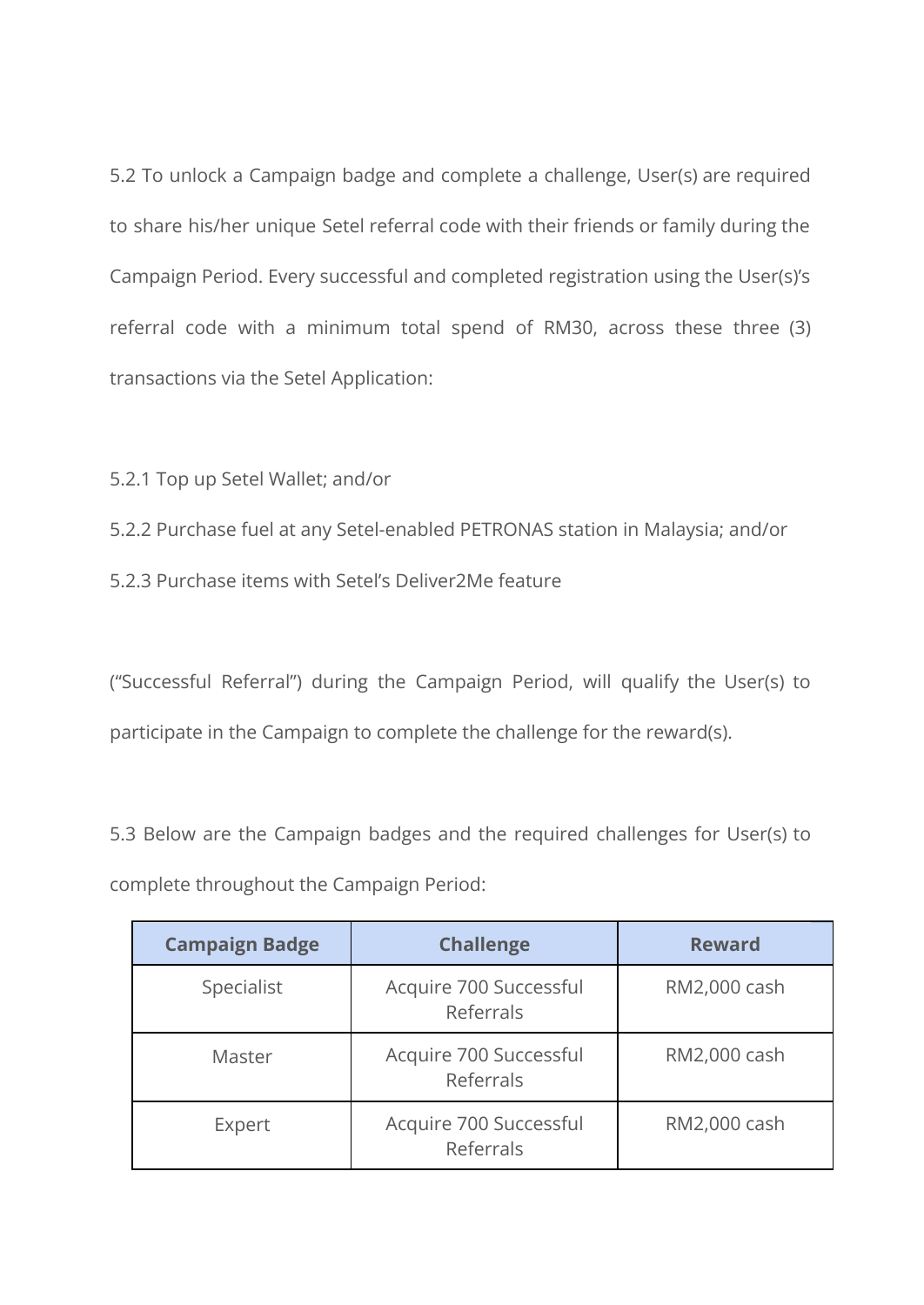5.2 To unlock a Campaign badge and complete a challenge, User(s) are required to share his/her unique Setel referral code with their friends or family during the Campaign Period. Every successful and completed registration using the User(s)'s referral code with a minimum total spend of RM30, across these three (3) transactions via the Setel Application:

5.2.1 Top up Setel Wallet; and/or

5.2.2 Purchase fuel at any Setel-enabled PETRONAS station in Malaysia; and/or

5.2.3 Purchase items with Setel's Deliver2Me feature

("Successful Referral") during the Campaign Period, will qualify the User(s) to participate in the Campaign to complete the challenge for the reward(s).

5.3 Below are the Campaign badges and the required challenges for User(s) to complete throughout the Campaign Period:

| Campaign Badge | Challenge | Reward |
|---|---|---|
| Specialist | Acquire 700 Successful Referrals | RM2,000 cash |
| Master | Acquire 700 Successful Referrals | RM2,000 cash |
| Expert | Acquire 700 Successful Referrals | RM2,000 cash |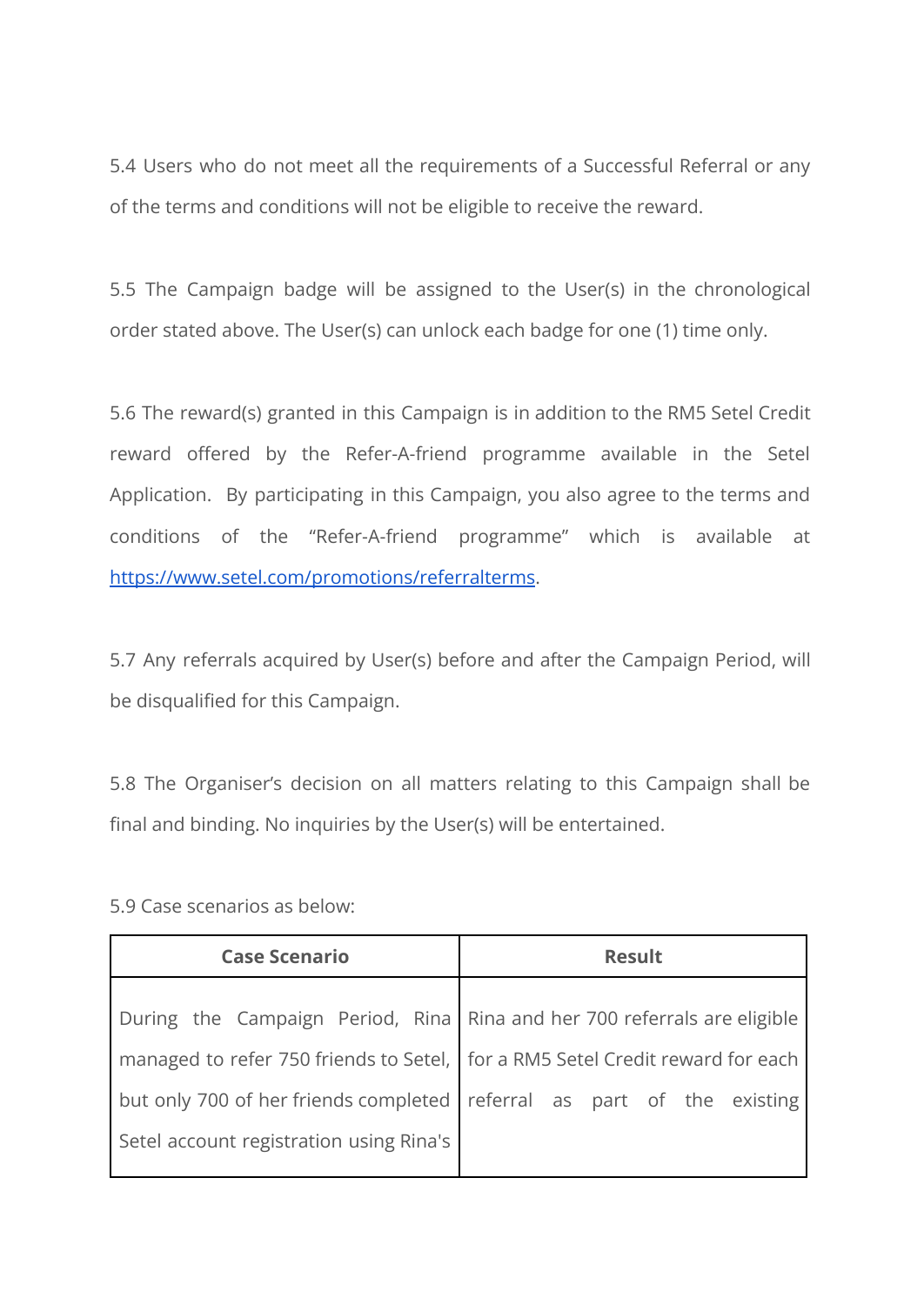5.4 Users who do not meet all the requirements of a Successful Referral or any of the terms and conditions will not be eligible to receive the reward.

5.5 The Campaign badge will be assigned to the User(s) in the chronological order stated above. The User(s) can unlock each badge for one (1) time only.

5.6 The reward(s) granted in this Campaign is in addition to the RM5 Setel Credit reward offered by the Refer-A-friend programme available in the Setel Application. By participating in this Campaign, you also agree to the terms and conditions of the "Refer-A-friend programme" which is available at [https://www.setel.com/promotions/referralterms](https://www.setel.com/promotions/referralterms).

5.7 Any referrals acquired by User(s) before and after the Campaign Period, will be disqualified for this Campaign.

5.8 The Organiser's decision on all matters relating to this Campaign shall be final and binding. No inquiries by the User(s) will be entertained.

5.9 Case scenarios as below:

| **Case Scenario** | **Result** |
|---|---|
| During the Campaign Period, Rina managed to refer 750 friends to Setel, but only 700 of her friends completed Setel account registration using Rina's | Rina and her 700 referrals are eligible for a RM5 Setel Credit reward for each referral as part of the existing |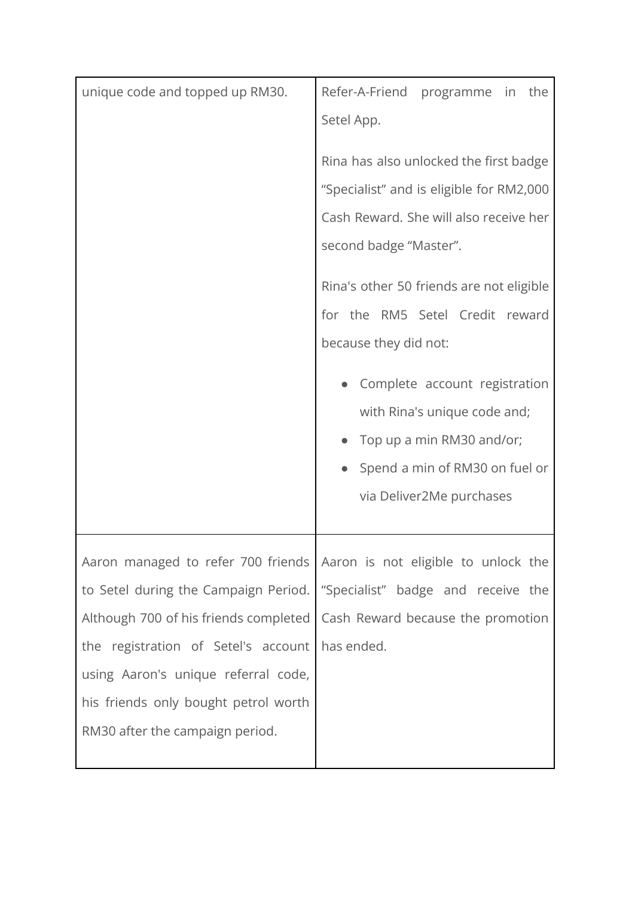| | |
|---|---|
| unique code and topped up RM30. | Refer-A-Friend programme in the Setel App.<br><br>Rina has also unlocked the first badge "Specialist" and is eligible for RM2,000 Cash Reward. She will also receive her second badge "Master".<br><br>Rina's other 50 friends are not eligible for the RM5 Setel Credit reward because they did not:<br><br>• Complete account registration with Rina's unique code and;<br>• Top up a min RM30 and/or;<br>• Spend a min of RM30 on fuel or via Deliver2Me purchases |
| Aaron managed to refer 700 friends to Setel during the Campaign Period. Although 700 of his friends completed the registration of Setel's account using Aaron's unique referral code, his friends only bought petrol worth RM30 after the campaign period. | Aaron is not eligible to unlock the "Specialist" badge and receive the Cash Reward because the promotion has ended. |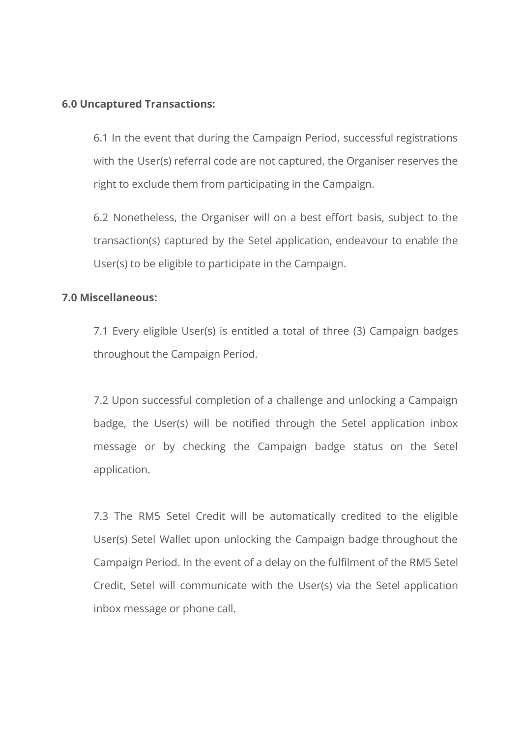**6.0 Uncaptured Transactions:**

6.1 In the event that during the Campaign Period, successful registrations with the User(s) referral code are not captured, the Organiser reserves the right to exclude them from participating in the Campaign.

6.2 Nonetheless, the Organiser will on a best effort basis, subject to the transaction(s) captured by the Setel application, endeavour to enable the User(s) to be eligible to participate in the Campaign.

**7.0 Miscellaneous:**

7.1 Every eligible User(s) is entitled a total of three (3) Campaign badges throughout the Campaign Period.

7.2 Upon successful completion of a challenge and unlocking a Campaign badge, the User(s) will be notified through the Setel application inbox message or by checking the Campaign badge status on the Setel application.

7.3 The RM5 Setel Credit will be automatically credited to the eligible User(s) Setel Wallet upon unlocking the Campaign badge throughout the Campaign Period. In the event of a delay on the fulfilment of the RM5 Setel Credit, Setel will communicate with the User(s) via the Setel application inbox message or phone call.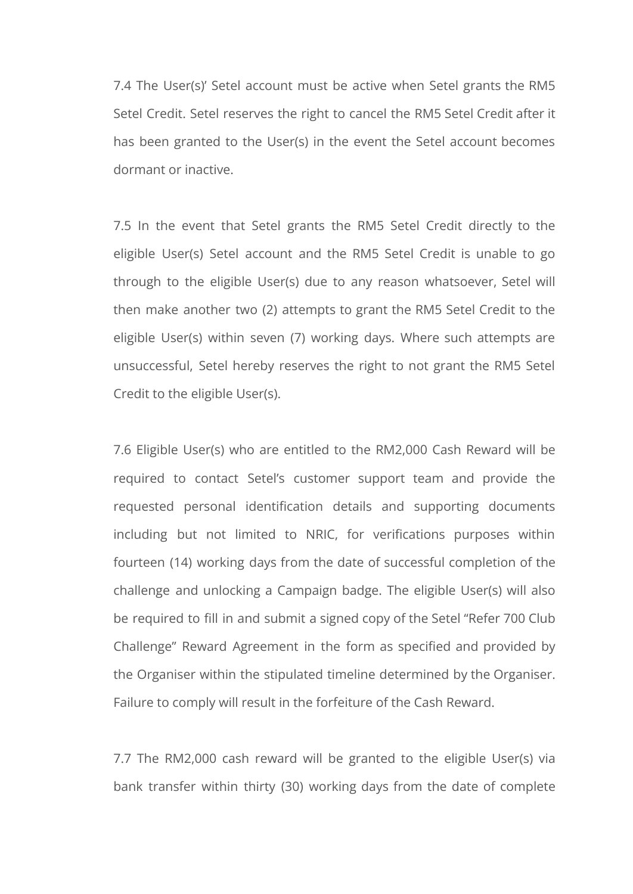7.4 The User(s)' Setel account must be active when Setel grants the RM5 Setel Credit. Setel reserves the right to cancel the RM5 Setel Credit after it has been granted to the User(s) in the event the Setel account becomes dormant or inactive.

7.5 In the event that Setel grants the RM5 Setel Credit directly to the eligible User(s) Setel account and the RM5 Setel Credit is unable to go through to the eligible User(s) due to any reason whatsoever, Setel will then make another two (2) attempts to grant the RM5 Setel Credit to the eligible User(s) within seven (7) working days. Where such attempts are unsuccessful, Setel hereby reserves the right to not grant the RM5 Setel Credit to the eligible User(s).

7.6 Eligible User(s) who are entitled to the RM2,000 Cash Reward will be required to contact Setel's customer support team and provide the requested personal identification details and supporting documents including but not limited to NRIC, for verifications purposes within fourteen (14) working days from the date of successful completion of the challenge and unlocking a Campaign badge. The eligible User(s) will also be required to fill in and submit a signed copy of the Setel "Refer 700 Club Challenge" Reward Agreement in the form as specified and provided by the Organiser within the stipulated timeline determined by the Organiser. Failure to comply will result in the forfeiture of the Cash Reward.

7.7 The RM2,000 cash reward will be granted to the eligible User(s) via bank transfer within thirty (30) working days from the date of complete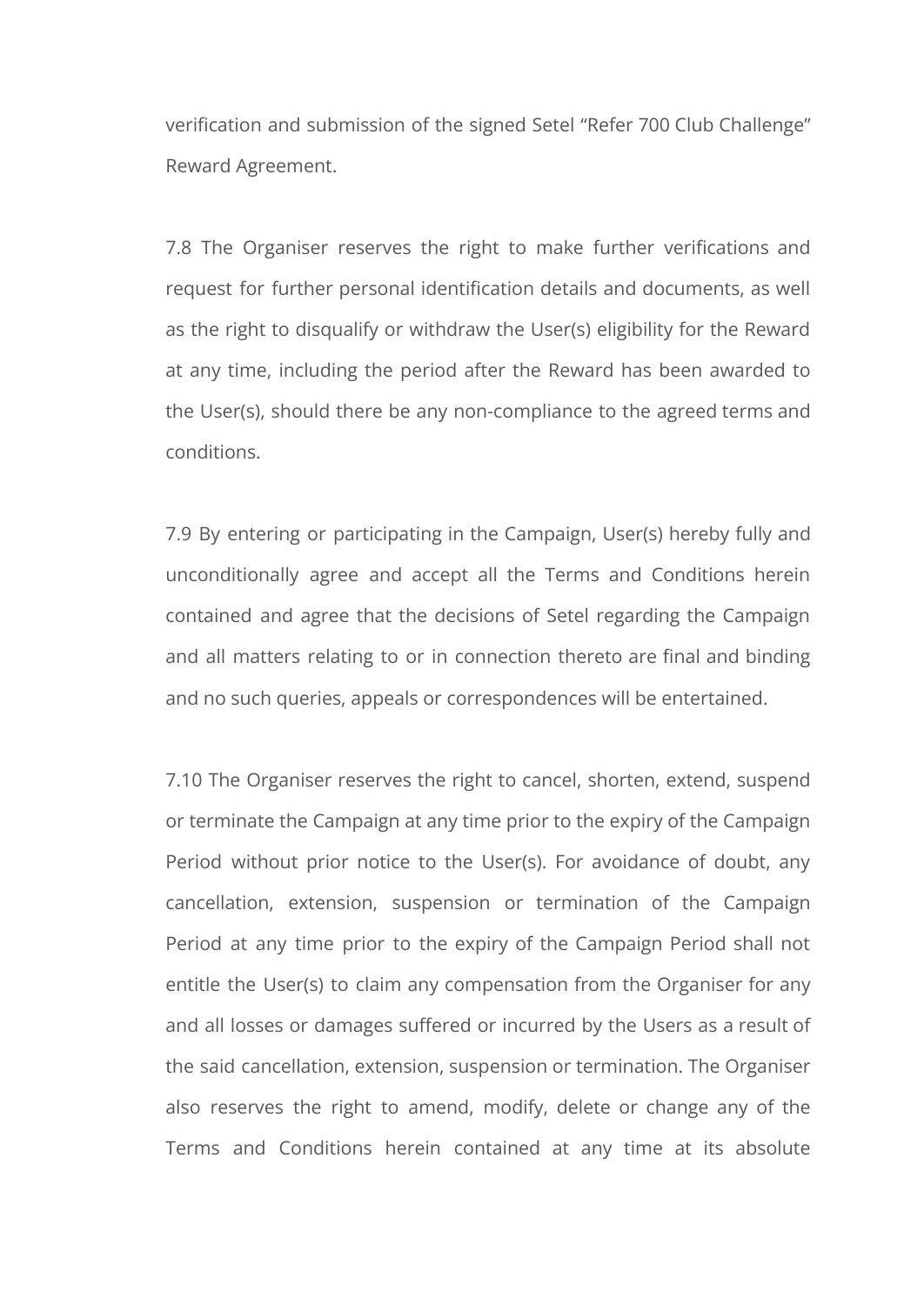verification and submission of the signed Setel "Refer 700 Club Challenge" Reward Agreement.

7.8 The Organiser reserves the right to make further verifications and request for further personal identification details and documents, as well as the right to disqualify or withdraw the User(s) eligibility for the Reward at any time, including the period after the Reward has been awarded to the User(s), should there be any non-compliance to the agreed terms and conditions.

7.9 By entering or participating in the Campaign, User(s) hereby fully and unconditionally agree and accept all the Terms and Conditions herein contained and agree that the decisions of Setel regarding the Campaign and all matters relating to or in connection thereto are final and binding and no such queries, appeals or correspondences will be entertained.

7.10 The Organiser reserves the right to cancel, shorten, extend, suspend or terminate the Campaign at any time prior to the expiry of the Campaign Period without prior notice to the User(s). For avoidance of doubt, any cancellation, extension, suspension or termination of the Campaign Period at any time prior to the expiry of the Campaign Period shall not entitle the User(s) to claim any compensation from the Organiser for any and all losses or damages suffered or incurred by the Users as a result of the said cancellation, extension, suspension or termination. The Organiser also reserves the right to amend, modify, delete or change any of the Terms and Conditions herein contained at any time at its absolute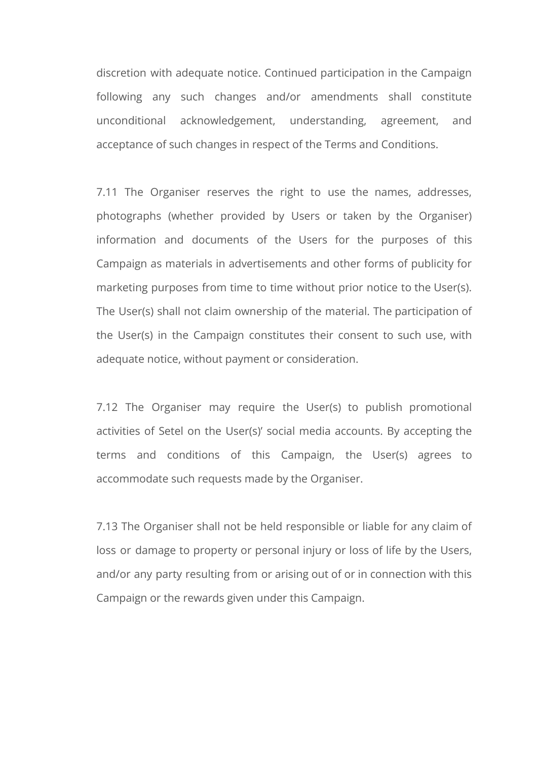discretion with adequate notice. Continued participation in the Campaign following any such changes and/or amendments shall constitute unconditional acknowledgement, understanding, agreement, and acceptance of such changes in respect of the Terms and Conditions.

7.11 The Organiser reserves the right to use the names, addresses, photographs (whether provided by Users or taken by the Organiser) information and documents of the Users for the purposes of this Campaign as materials in advertisements and other forms of publicity for marketing purposes from time to time without prior notice to the User(s). The User(s) shall not claim ownership of the material. The participation of the User(s) in the Campaign constitutes their consent to such use, with adequate notice, without payment or consideration.

7.12 The Organiser may require the User(s) to publish promotional activities of Setel on the User(s)' social media accounts. By accepting the terms and conditions of this Campaign, the User(s) agrees to accommodate such requests made by the Organiser.

7.13 The Organiser shall not be held responsible or liable for any claim of loss or damage to property or personal injury or loss of life by the Users, and/or any party resulting from or arising out of or in connection with this Campaign or the rewards given under this Campaign.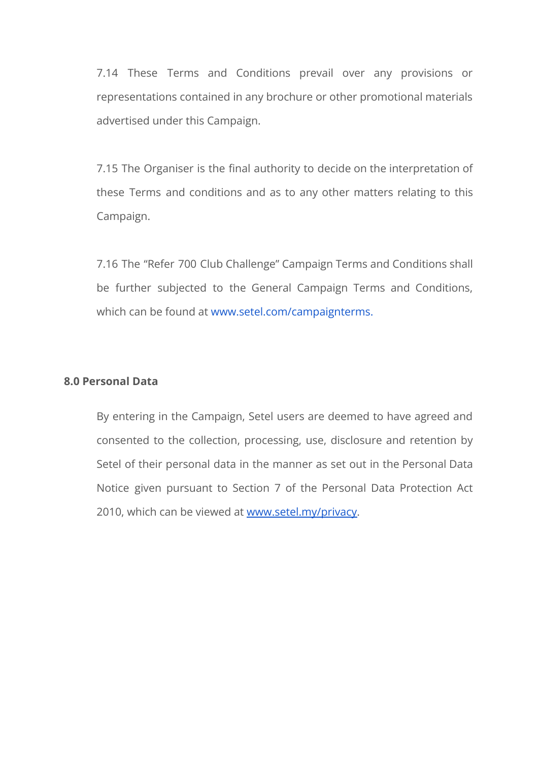7.14 These Terms and Conditions prevail over any provisions or representations contained in any brochure or other promotional materials advertised under this Campaign.

7.15 The Organiser is the final authority to decide on the interpretation of these Terms and conditions and as to any other matters relating to this Campaign.

7.16 The "Refer 700 Club Challenge" Campaign Terms and Conditions shall be further subjected to the General Campaign Terms and Conditions, which can be found at www.setel.com/campaignterms.

## 8.0 Personal Data

By entering in the Campaign, Setel users are deemed to have agreed and consented to the collection, processing, use, disclosure and retention by Setel of their personal data in the manner as set out in the Personal Data Notice given pursuant to Section 7 of the Personal Data Protection Act 2010, which can be viewed at www.setel.my/privacy.